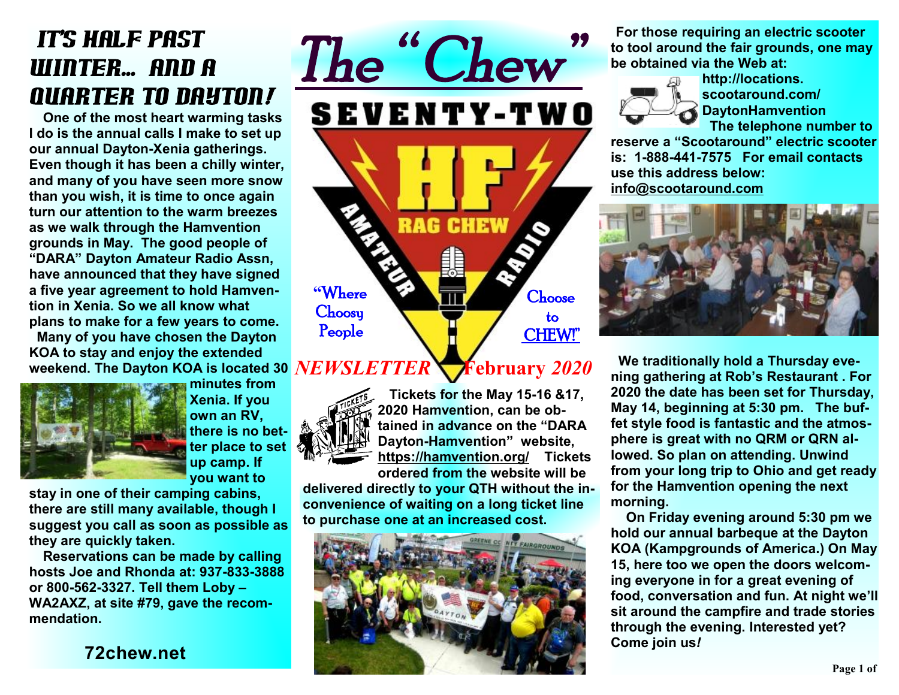# The "Chew"

SEVENTY-TWO

HF RAG CHEW AMATEUR RADIO

"Where Choosy People Choose to CHEW!"

*NEWSLETTER* **February** *2020*

## IT'S HALF PAST WINTER... AND A QUARTER TO DAYTON!

**One of the most heart warming tasks I do is the annual calls I make to set up our annual Dayton-Xenia gatherings. Even though it has been a chilly winter, and many of you have seen more snow than you wish, it is time to once again turn our attention to the warm breezes as we walk through the Hamvention grounds in May. The good people of "DARA" Dayton Amateur Radio Assn, have announced that they have signed a five year agreement to hold Hamvention in Xenia. So we all know what plans to make for a few years to come.**

**Many of you have chosen the Dayton KOA to stay and enjoy the extended weekend. The Dayton KOA is located 30 minutes from Xenia. If you own an RV, there is no better place to set up camp. If you want to stay in one of their camping cabins, there are still many available, though I suggest you call as soon as possible as they are quickly taken.**

**Reservations can be made by calling hosts Joe and Rhonda at: 937-833-3888 or 800-562-3327. Tell them Loby – WA2AXZ, at site #79, gave the recommendation.**

**72chew.net**

**Tickets for the May 15-16 &17, 2020 Hamvention, can be obtained in advance on the "DARA Dayton-Hamvention" website, https://hamvention.org/ Tickets ordered from the website will be delivered directly to your QTH without the inconvenience of waiting on a long ticket line to purchase one at an increased cost.**

**For those requiring an electric scooter to tool around the fair grounds, one may be obtained via the Web at: http://locations.scootaround.com/DaytonHamvention The telephone number to reserve a "Scootaround" electric scooter is: 1-888-441-7575 For email contacts use this address below: info@scootaround.com**

**We traditionally hold a Thursday evening gathering at Rob's Restaurant . For 2020 the date has been set for Thursday, May 14, beginning at 5:30 pm. The buffet style food is fantastic and the atmosphere is great with no QRM or QRN allowed. So plan on attending. Unwind from your long trip to Ohio and get ready for the Hamvention opening the next morning.**

**On Friday evening around 5:30 pm we hold our annual barbeque at the Dayton KOA (Kampgrounds of America.) On May 15, here too we open the doors welcoming everyone in for a great evening of food, conversation and fun. At night we'll sit around the campfire and trade stories through the evening. Interested yet? Come join us*!***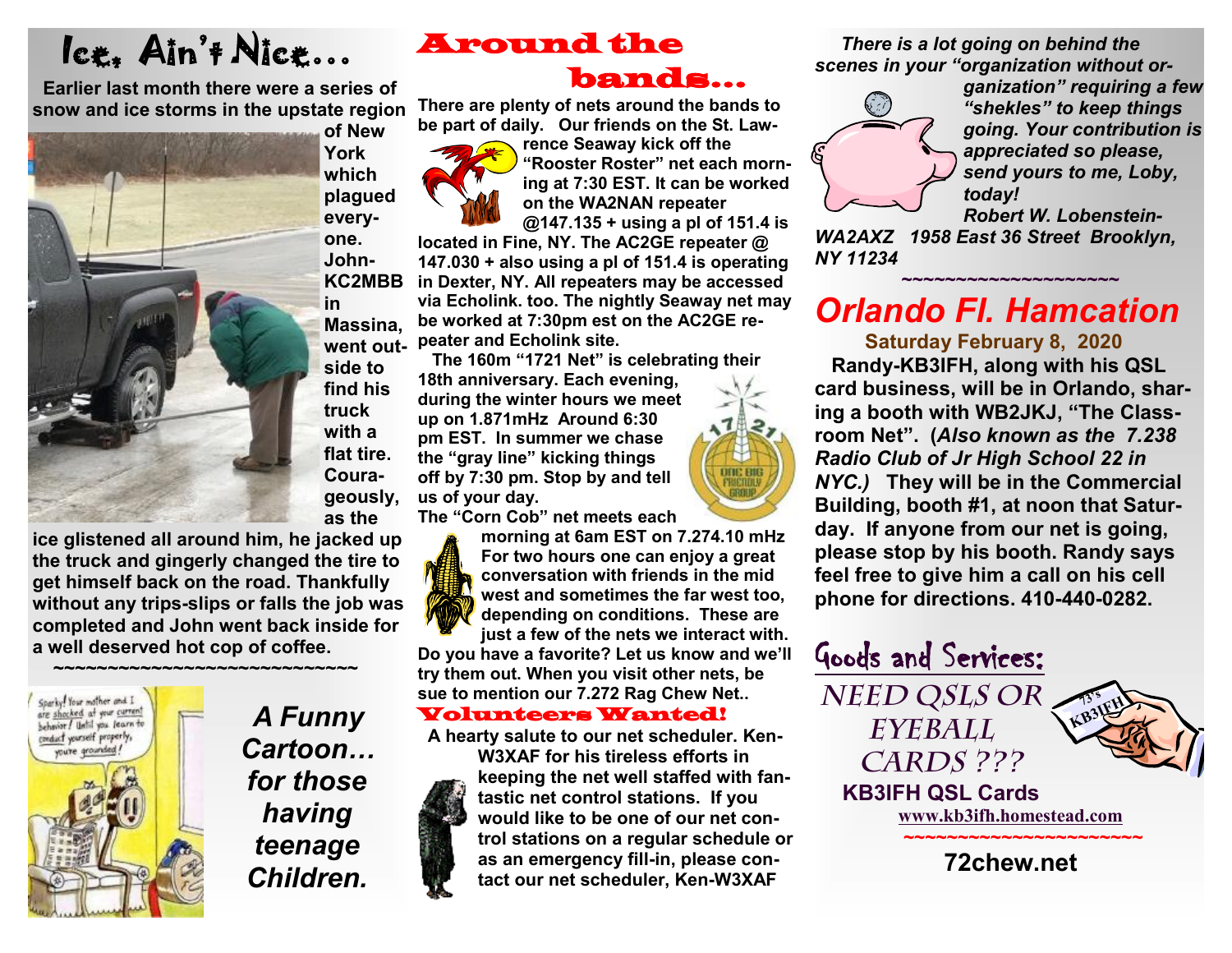# Ice, Ain't Nice…

Earlier last month there were a series of snow and ice storms in the upstate region of New York which plagued everyone. John-KC2MBB in Massina, went outside to find his truck with a flat tire. Courageously, as the ice glistened all around him, he jacked up the truck and gingerly changed the tire to get himself back on the road. Thankfully without any trips-slips or falls the job was completed and John went back inside for a well deserved hot cop of coffee.

~~~~~~~~~~~~~~~~~~~~~~~~~~~~

*A Funny Cartoon… for those having teenage Children.*

# Around the bands…

There are plenty of nets around the bands to be part of daily. Our friends on the St. Lawrence Seaway kick off the "Rooster Roster" net each morning at 7:30 EST. It can be worked on the WA2NAN repeater @147.135 + using a pl of 151.4 is located in Fine, NY. The AC2GE repeater @ 147.030 + also using a pl of 151.4 is operating in Dexter, NY. All repeaters may be accessed via Echolink. too. The nightly Seaway net may be worked at 7:30pm est on the AC2GE repeater and Echolink site.

The 160m "1721 Net" is celebrating their 18th anniversary. Each evening, during the winter hours we meet up on 1.871mHz Around 6:30 pm EST. In summer we chase the "gray line" kicking things off by 7:30 pm. Stop by and tell us of your day.

The "Corn Cob" net meets each morning at 6am EST on 7.274.10 mHz For two hours one can enjoy a great conversation with friends in the mid west and sometimes the far west too, depending on conditions. These are just a few of the nets we interact with. Do you have a favorite? Let us know and we'll try them out. When you visit other nets, be sue to mention our 7.272 Rag Chew Net..

## Volunteers Wanted!

A hearty salute to our net scheduler. Ken-W3XAF for his tireless efforts in keeping the net well staffed with fantastic net control stations. If you would like to be one of our net control stations on a regular schedule or as an emergency fill-in, please contact our net scheduler, Ken-W3XAF

*There is a lot going on behind the scenes in your "organization without organization" requiring a few "shekles" to keep things going. Your contribution is appreciated so please, send yours to me, Loby, today!*

*Robert W. Lobenstein-WA2AXZ 1958 East 36 Street Brooklyn, NY 11234*

~~~~~~~~~~~~~~~~~~~~~

# *Orlando Fl. Hamcation*

**Saturday February 8, 2020**

Randy-KB3IFH, along with his QSL card business, will be in Orlando, sharing a booth with WB2JKJ, "The Classroom Net". (*Also known as the 7.238 Radio Club of Jr High School 22 in NYC.)* They will be in the Commercial Building, booth #1, at noon that Saturday. If anyone from our net is going, please stop by his booth. Randy says feel free to give him a call on his cell phone for directions. 410-440-0282.

## Goods and Services:

NEED QSLS OR EYEBALL CARDS ???

**KB3IFH QSL Cards**

www.kb3ifh.homestead.com

~~~~~~~~~~~~~~~~~~~~~~

**72chew.net**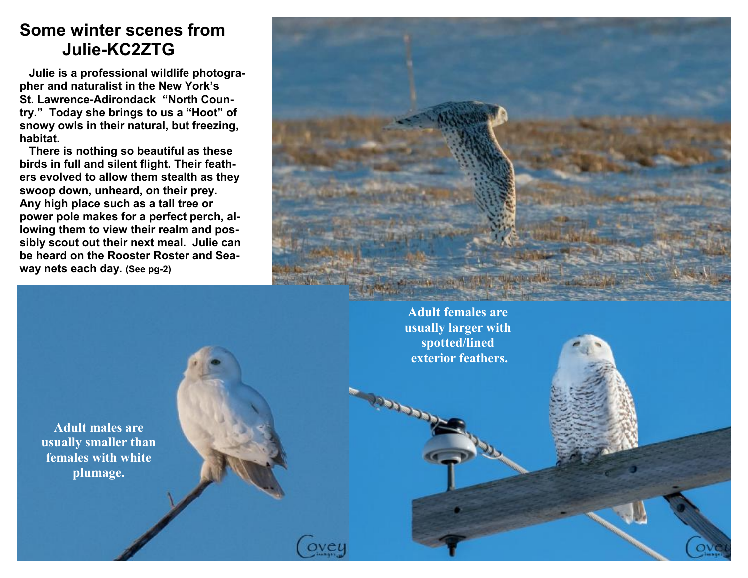# Some winter scenes from Julie-KC2ZTG

**Julie is a professional wildlife photographer and naturalist in the New York's St. Lawrence-Adirondack "North Country." Today she brings to us a "Hoot" of snowy owls in their natural, but freezing, habitat.**

**There is nothing so beautiful as these birds in full and silent flight. Their feathers evolved to allow them stealth as they swoop down, unheard, on their prey. Any high place such as a tall tree or power pole makes for a perfect perch, allowing them to view their realm and possibly scout out their next meal. Julie can be heard on the Rooster Roster and Seaway nets each day.** (See pg-2)

**Adult males are usually smaller than females with white plumage.**

**Adult females are usually larger with spotted/lined exterior feathers.**